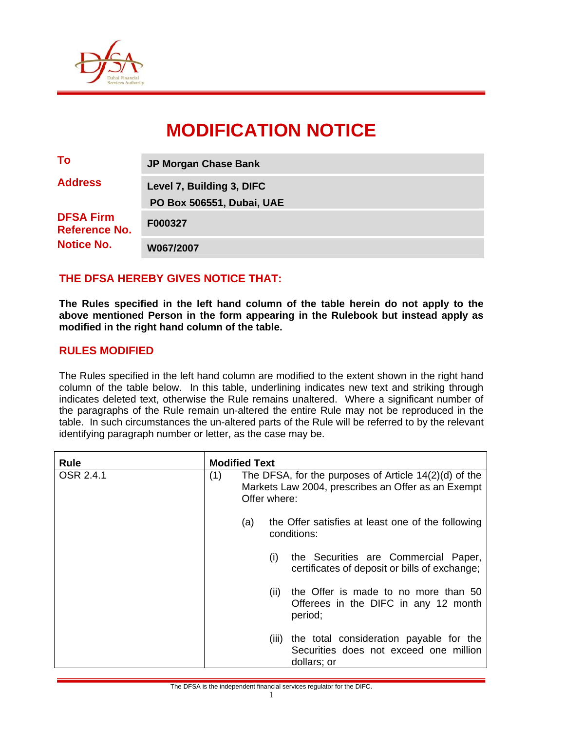# MODIFICATION NOTICE

| | |
|---|---|
| **To** | **JP Morgan Chase Bank** |
| **Address** | **Level 7, Building 3, DIFC**<br>**PO Box 506551, Dubai, UAE** |
| **DFSA Firm Reference No.** | **F000327** |
| **Notice No.** | **W067/2007** |

## THE DFSA HEREBY GIVES NOTICE THAT:

**The Rules specified in the left hand column of the table herein do not apply to the above mentioned Person in the form appearing in the Rulebook but instead apply as modified in the right hand column of the table.**

## RULES MODIFIED

The Rules specified in the left hand column are modified to the extent shown in the right hand column of the table below. In this table, underlining indicates new text and striking through indicates deleted text, otherwise the Rule remains unaltered. Where a significant number of the paragraphs of the Rule remain un-altered the entire Rule may not be reproduced in the table. In such circumstances the un-altered parts of the Rule will be referred to by the relevant identifying paragraph number or letter, as the case may be.

| Rule | Modified Text |
|---|---|
| OSR 2.4.1 | (1) The DFSA, for the purposes of Article 14(2)(d) of the Markets Law 2004, prescribes an Offer as an Exempt Offer where:<br><br>(a) the Offer satisfies at least one of the following conditions:<br><br>(i) the Securities are Commercial Paper, certificates of deposit or bills of exchange;<br><br>(ii) the Offer is made to no more than 50 Offerees in the DIFC in any 12 month period;<br><br>(iii) the total consideration payable for the Securities does not exceed one million dollars; or |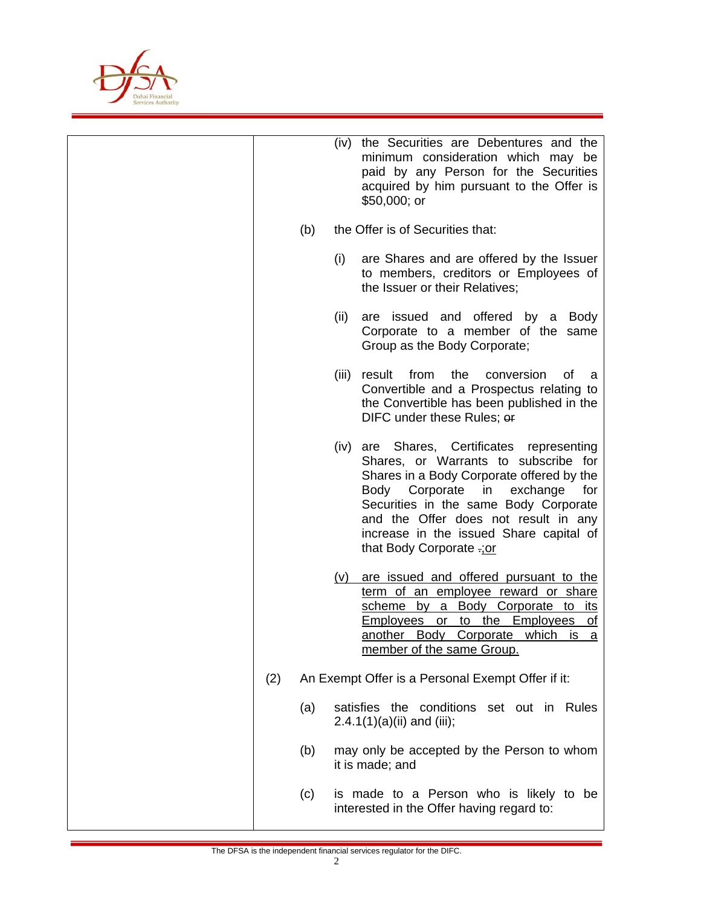| | |
|---|---|
| | (iv) the Securities are Debentures and the minimum consideration which may be paid by any Person for the Securities acquired by him pursuant to the Offer is \$50,000; or<br><br>(b) the Offer is of Securities that:<br><br>(i) are Shares and are offered by the Issuer to members, creditors or Employees of the Issuer or their Relatives;<br><br>(ii) are issued and offered by a Body Corporate to a member of the same Group as the Body Corporate;<br><br>(iii) result from the conversion of a Convertible and a Prospectus relating to the Convertible has been published in the DIFC under these Rules; ~~or~~<br><br>(iv) are Shares, Certificates representing Shares, or Warrants to subscribe for Shares in a Body Corporate offered by the Body Corporate in exchange for Securities in the same Body Corporate and the Offer does not result in any increase in the issued Share capital of that Body Corporate ~~.~~;or<br><br>(v) are issued and offered pursuant to the term of an employee reward or share scheme by a Body Corporate to its Employees or to the Employees of another Body Corporate which is a member of the same Group.<br><br>(2) An Exempt Offer is a Personal Exempt Offer if it:<br><br>(a) satisfies the conditions set out in Rules 2.4.1(1)(a)(ii) and (iii);<br><br>(b) may only be accepted by the Person to whom it is made; and<br><br>(c) is made to a Person who is likely to be interested in the Offer having regard to: |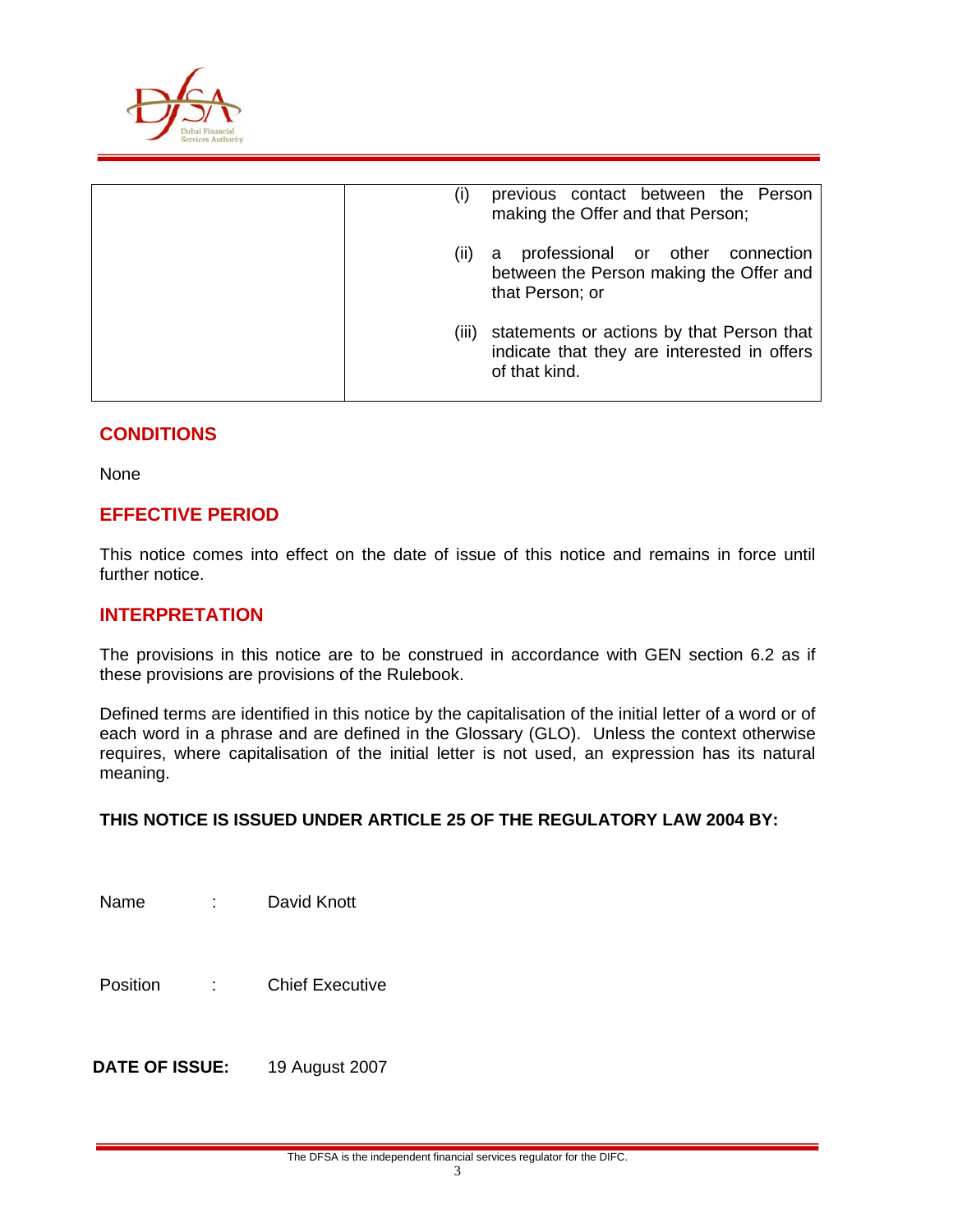| | |
|---|---|
| | (i) previous contact between the Person making the Offer and that Person;<br><br>(ii) a professional or other connection between the Person making the Offer and that Person; or<br><br>(iii) statements or actions by that Person that indicate that they are interested in offers of that kind. |

## CONDITIONS

None

## EFFECTIVE PERIOD

This notice comes into effect on the date of issue of this notice and remains in force until further notice.

## INTERPRETATION

The provisions in this notice are to be construed in accordance with GEN section 6.2 as if these provisions are provisions of the Rulebook.

Defined terms are identified in this notice by the capitalisation of the initial letter of a word or of each word in a phrase and are defined in the Glossary (GLO). Unless the context otherwise requires, where capitalisation of the initial letter is not used, an expression has its natural meaning.

**THIS NOTICE IS ISSUED UNDER ARTICLE 25 OF THE REGULATORY LAW 2004 BY:**

Name : David Knott

Position : Chief Executive

**DATE OF ISSUE:** 19 August 2007